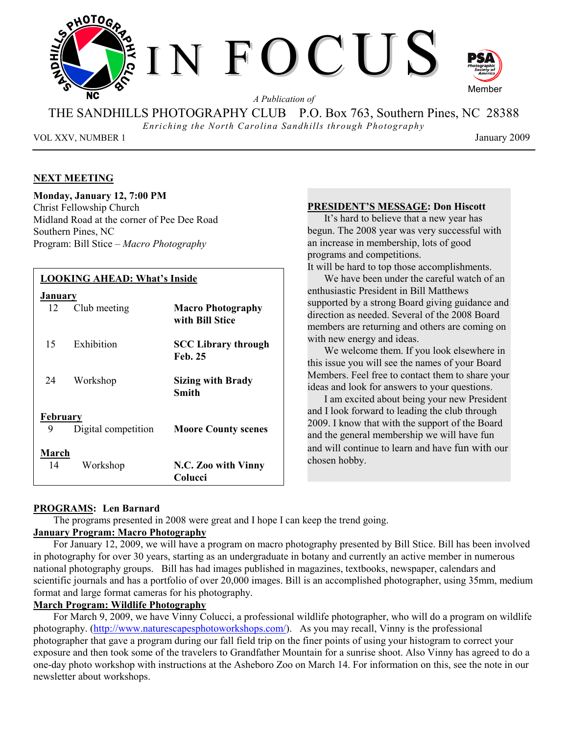# IN FOCUS

*A Publication of*

THE SANDHILLS PHOTOGRAPHY CLUB P.O. Box 763, Southern Pines, NC 28388

*Enriching the North Carolina Sandhills through Photography*

VOL XXV, NUMBER 1 — January 2009

PSA Photographic Society of America Member

## NEXT MEETING

**Monday, January 12, 7:00 PM**
Christ Fellowship Church
Midland Road at the corner of Pee Dee Road
Southern Pines, NC
Program: Bill Stice – *Macro Photography*

## LOOKING AHEAD: What's Inside

| | | |
|---|---|---|
| **January** | | |
| 12 | Club meeting | **Macro Photography with Bill Stice** |
| 15 | Exhibition | **SCC Library through Feb. 25** |
| 24 | Workshop | **Sizing with Brady Smith** |
| **February** | | |
| 9 | Digital competition | **Moore County scenes** |
| **March** | | |
| 14 | Workshop | **N.C. Zoo with Vinny Colucci** |

## PRESIDENT'S MESSAGE: Don Hiscott

It's hard to believe that a new year has begun. The 2008 year was very successful with an increase in membership, lots of good programs and competitions.
It will be hard to top those accomplishments.

We have been under the careful watch of an enthusiastic President in Bill Matthews supported by a strong Board giving guidance and direction as needed. Several of the 2008 Board members are returning and others are coming on with new energy and ideas.

We welcome them. If you look elsewhere in this issue you will see the names of your Board Members. Feel free to contact them to share your ideas and look for answers to your questions.

I am excited about being your new President and I look forward to leading the club through 2009. I know that with the support of the Board and the general membership we will have fun and will continue to learn and have fun with our chosen hobby.

## PROGRAMS: Len Barnard

The programs presented in 2008 were great and I hope I can keep the trend going.

### January Program: Macro Photography

For January 12, 2009, we will have a program on macro photography presented by Bill Stice. Bill has been involved in photography for over 30 years, starting as an undergraduate in botany and currently an active member in numerous national photography groups. Bill has had images published in magazines, textbooks, newspaper, calendars and scientific journals and has a portfolio of over 20,000 images. Bill is an accomplished photographer, using 35mm, medium format and large format cameras for his photography.

### March Program: Wildlife Photography

For March 9, 2009, we have Vinny Colucci, a professional wildlife photographer, who will do a program on wildlife photography. (http://www.naturescapesphotoworkshops.com/). As you may recall, Vinny is the professional photographer that gave a program during our fall field trip on the finer points of using your histogram to correct your exposure and then took some of the travelers to Grandfather Mountain for a sunrise shoot. Also Vinny has agreed to do a one-day photo workshop with instructions at the Asheboro Zoo on March 14. For information on this, see the note in our newsletter about workshops.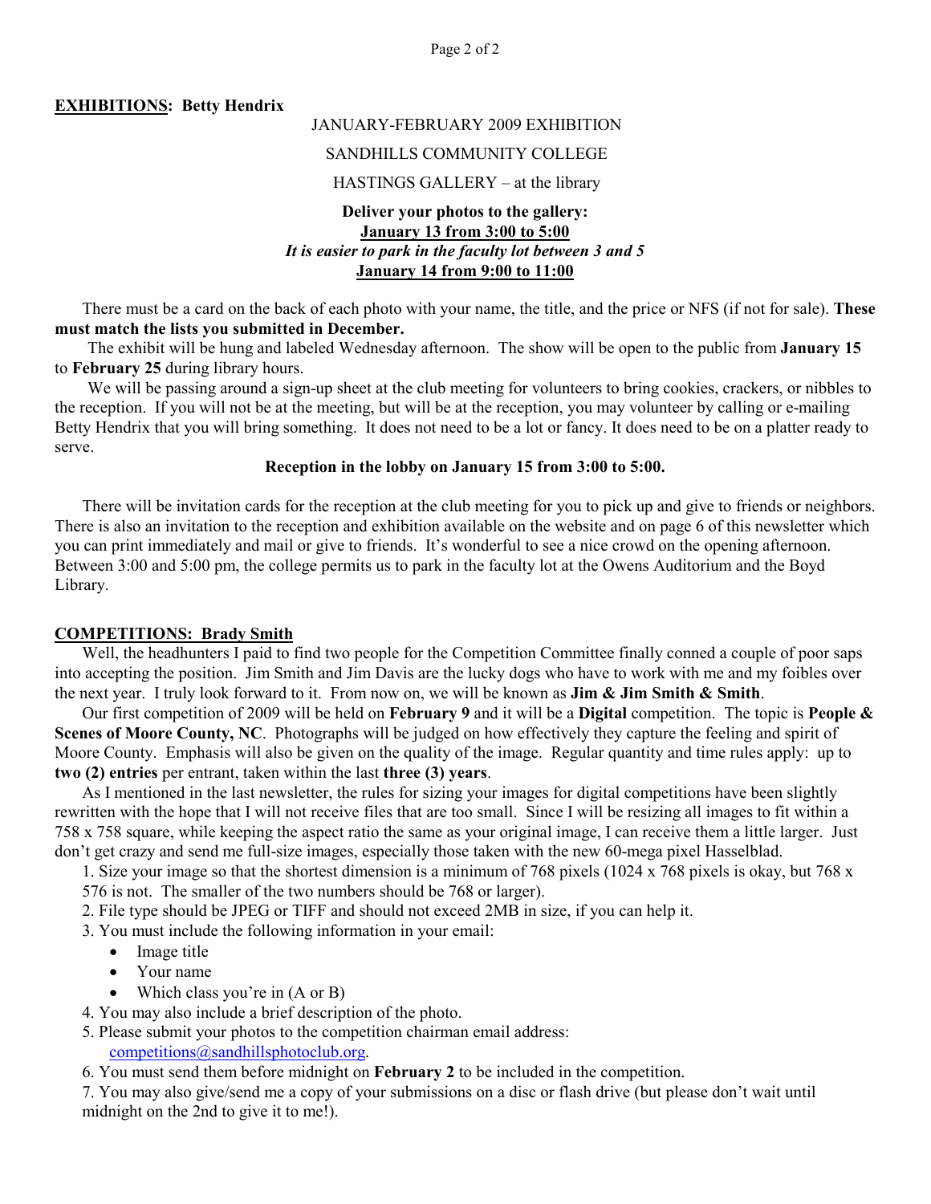**EXHIBITIONS: Betty Hendrix**

JANUARY-FEBRUARY 2009 EXHIBITION

SANDHILLS COMMUNITY COLLEGE

HASTINGS GALLERY – at the library

**Deliver your photos to the gallery:**
**January 13 from 3:00 to 5:00**
***It is easier to park in the faculty lot between 3 and 5***
**January 14 from 9:00 to 11:00**

There must be a card on the back of each photo with your name, the title, and the price or NFS (if not for sale). **These must match the lists you submitted in December.**

The exhibit will be hung and labeled Wednesday afternoon. The show will be open to the public from **January 15** to **February 25** during library hours.

We will be passing around a sign-up sheet at the club meeting for volunteers to bring cookies, crackers, or nibbles to the reception. If you will not be at the meeting, but will be at the reception, you may volunteer by calling or e-mailing Betty Hendrix that you will bring something. It does not need to be a lot or fancy. It does need to be on a platter ready to serve.

**Reception in the lobby on January 15 from 3:00 to 5:00.**

There will be invitation cards for the reception at the club meeting for you to pick up and give to friends or neighbors. There is also an invitation to the reception and exhibition available on the website and on page 6 of this newsletter which you can print immediately and mail or give to friends. It's wonderful to see a nice crowd on the opening afternoon. Between 3:00 and 5:00 pm, the college permits us to park in the faculty lot at the Owens Auditorium and the Boyd Library.

**COMPETITIONS: Brady Smith**

Well, the headhunters I paid to find two people for the Competition Committee finally conned a couple of poor saps into accepting the position. Jim Smith and Jim Davis are the lucky dogs who have to work with me and my foibles over the next year. I truly look forward to it. From now on, we will be known as **Jim & Jim Smith & Smith**.

Our first competition of 2009 will be held on **February 9** and it will be a **Digital** competition. The topic is **People & Scenes of Moore County, NC**. Photographs will be judged on how effectively they capture the feeling and spirit of Moore County. Emphasis will also be given on the quality of the image. Regular quantity and time rules apply: up to **two (2) entries** per entrant, taken within the last **three (3) years**.

As I mentioned in the last newsletter, the rules for sizing your images for digital competitions have been slightly rewritten with the hope that I will not receive files that are too small. Since I will be resizing all images to fit within a 758 x 758 square, while keeping the aspect ratio the same as your original image, I can receive them a little larger. Just don't get crazy and send me full-size images, especially those taken with the new 60-mega pixel Hasselblad.

1. Size your image so that the shortest dimension is a minimum of 768 pixels (1024 x 768 pixels is okay, but 768 x 576 is not. The smaller of the two numbers should be 768 or larger).
2. File type should be JPEG or TIFF and should not exceed 2MB in size, if you can help it.
3. You must include the following information in your email:
   - Image title
   - Your name
   - Which class you're in (A or B)
4. You may also include a brief description of the photo.
5. Please submit your photos to the competition chairman email address: competitions@sandhillsphotoclub.org.
6. You must send them before midnight on **February 2** to be included in the competition.
7. You may also give/send me a copy of your submissions on a disc or flash drive (but please don't wait until midnight on the 2nd to give it to me!).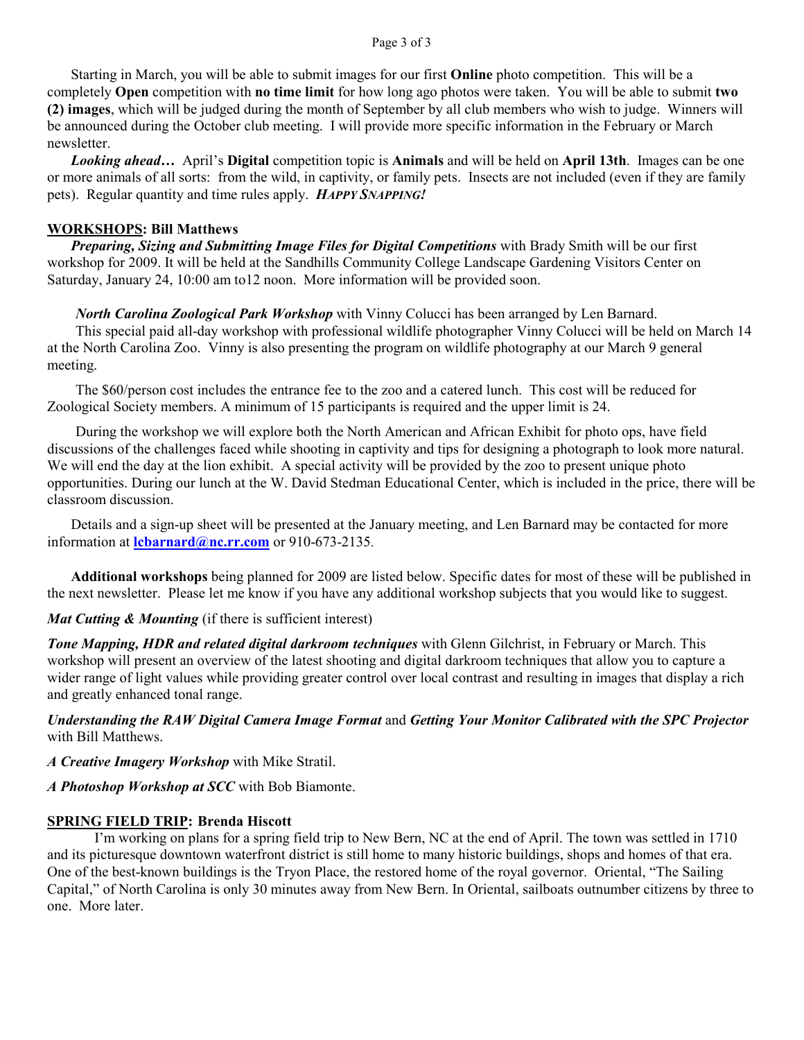Starting in March, you will be able to submit images for our first **Online** photo competition. This will be a completely **Open** competition with **no time limit** for how long ago photos were taken. You will be able to submit **two (2) images**, which will be judged during the month of September by all club members who wish to judge. Winners will be announced during the October club meeting. I will provide more specific information in the February or March newsletter.

***Looking ahead…*** April's **Digital** competition topic is **Animals** and will be held on **April 13th**. Images can be one or more animals of all sorts: from the wild, in captivity, or family pets. Insects are not included (even if they are family pets). Regular quantity and time rules apply. ***HAPPY SNAPPING!***

## WORKSHOPS: Bill Matthews

***Preparing, Sizing and Submitting Image Files for Digital Competitions*** with Brady Smith will be our first workshop for 2009. It will be held at the Sandhills Community College Landscape Gardening Visitors Center on Saturday, January 24, 10:00 am to12 noon. More information will be provided soon.

***North Carolina Zoological Park Workshop*** with Vinny Colucci has been arranged by Len Barnard.

This special paid all-day workshop with professional wildlife photographer Vinny Colucci will be held on March 14 at the North Carolina Zoo. Vinny is also presenting the program on wildlife photography at our March 9 general meeting.

The $60/person cost includes the entrance fee to the zoo and a catered lunch. This cost will be reduced for Zoological Society members. A minimum of 15 participants is required and the upper limit is 24.

During the workshop we will explore both the North American and African Exhibit for photo ops, have field discussions of the challenges faced while shooting in captivity and tips for designing a photograph to look more natural. We will end the day at the lion exhibit. A special activity will be provided by the zoo to present unique photo opportunities. During our lunch at the W. David Stedman Educational Center, which is included in the price, there will be classroom discussion.

Details and a sign-up sheet will be presented at the January meeting, and Len Barnard may be contacted for more information at **lcbarnard@nc.rr.com** or 910-673-2135.

**Additional workshops** being planned for 2009 are listed below. Specific dates for most of these will be published in the next newsletter. Please let me know if you have any additional workshop subjects that you would like to suggest.

***Mat Cutting & Mounting*** (if there is sufficient interest)

***Tone Mapping, HDR and related digital darkroom techniques*** with Glenn Gilchrist, in February or March. This workshop will present an overview of the latest shooting and digital darkroom techniques that allow you to capture a wider range of light values while providing greater control over local contrast and resulting in images that display a rich and greatly enhanced tonal range.

***Understanding the RAW Digital Camera Image Format*** and ***Getting Your Monitor Calibrated with the SPC Projector*** with Bill Matthews.

***A Creative Imagery Workshop*** with Mike Stratil.

***A Photoshop Workshop at SCC*** with Bob Biamonte.

## SPRING FIELD TRIP: Brenda Hiscott

I'm working on plans for a spring field trip to New Bern, NC at the end of April. The town was settled in 1710 and its picturesque downtown waterfront district is still home to many historic buildings, shops and homes of that era. One of the best-known buildings is the Tryon Place, the restored home of the royal governor. Oriental, "The Sailing Capital," of North Carolina is only 30 minutes away from New Bern. In Oriental, sailboats outnumber citizens by three to one. More later.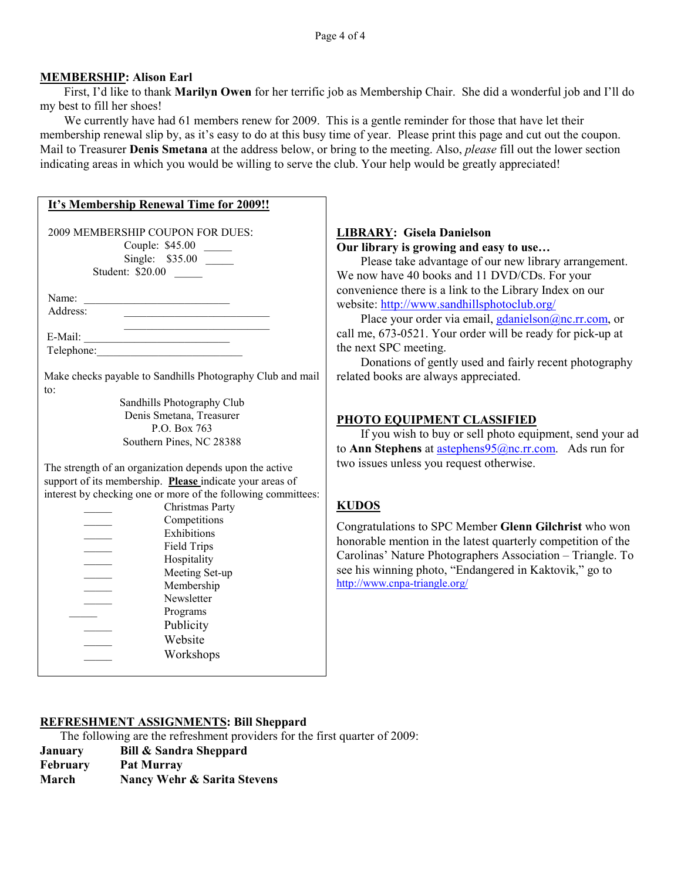## MEMBERSHIP: Alison Earl

First, I'd like to thank **Marilyn Owen** for her terrific job as Membership Chair. She did a wonderful job and I'll do my best to fill her shoes!

We currently have had 61 members renew for 2009. This is a gentle reminder for those that have let their membership renewal slip by, as it's easy to do at this busy time of year. Please print this page and cut out the coupon. Mail to Treasurer **Denis Smetana** at the address below, or bring to the meeting. Also, *please* fill out the lower section indicating areas in which you would be willing to serve the club. Your help would be greatly appreciated!

### It's Membership Renewal Time for 2009!!

2009 MEMBERSHIP COUPON FOR DUES:

Couple: $45.00 _____
Single: $35.00 _____
Student: $20.00 _____

Name: ___________________________
Address: ___________________________
___________________________
E-Mail: ___________________________
Telephone:___________________________

Make checks payable to Sandhills Photography Club and mail to:

Sandhills Photography Club
Denis Smetana, Treasurer
P.O. Box 763
Southern Pines, NC 28388

The strength of an organization depends upon the active support of its membership. **Please** indicate your areas of interest by checking one or more of the following committees:

_____ Christmas Party
_____ Competitions
_____ Exhibitions
_____ Field Trips
_____ Hospitality
_____ Meeting Set-up
_____ Membership
_____ Newsletter
_____ Programs
_____ Publicity
_____ Website
_____ Workshops

## LIBRARY: Gisela Danielson

**Our library is growing and easy to use…**

Please take advantage of our new library arrangement. We now have 40 books and 11 DVD/CDs. For your convenience there is a link to the Library Index on our website: http://www.sandhillsphotoclub.org/

Place your order via email, gdanielson@nc.rr.com, or call me, 673-0521. Your order will be ready for pick-up at the next SPC meeting.

Donations of gently used and fairly recent photography related books are always appreciated.

## PHOTO EQUIPMENT CLASSIFIED

If you wish to buy or sell photo equipment, send your ad to **Ann Stephens** at astephens95@nc.rr.com. Ads run for two issues unless you request otherwise.

## KUDOS

Congratulations to SPC Member **Glenn Gilchrist** who won honorable mention in the latest quarterly competition of the Carolinas' Nature Photographers Association – Triangle. To see his winning photo, "Endangered in Kaktovik," go to http://www.cnpa-triangle.org/

## REFRESHMENT ASSIGNMENTS: Bill Sheppard

The following are the refreshment providers for the first quarter of 2009:

**January** **Bill & Sandra Sheppard**
**February** **Pat Murray**
**March** **Nancy Wehr & Sarita Stevens**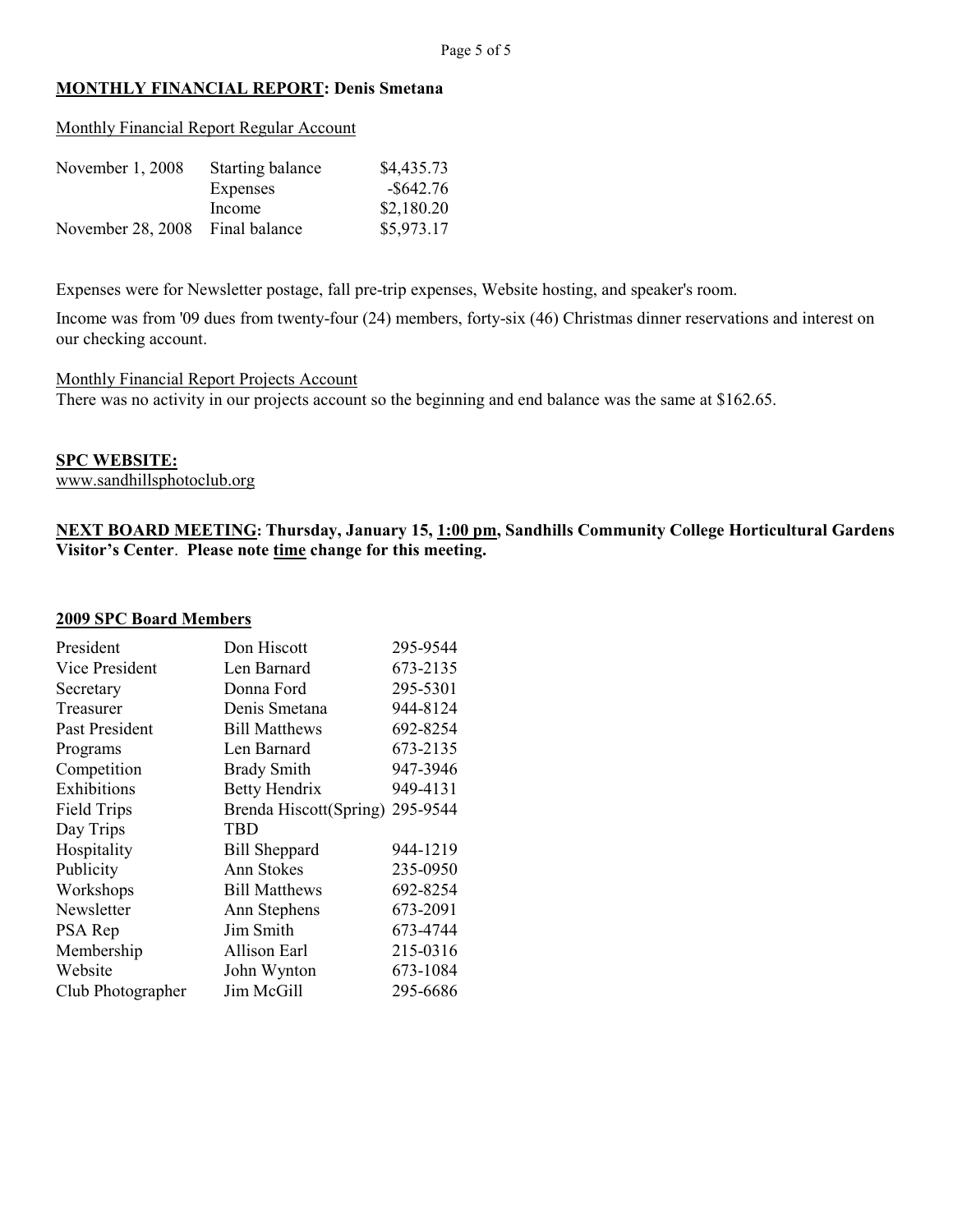## **MONTHLY FINANCIAL REPORT: Denis Smetana**

Monthly Financial Report Regular Account

| | | |
|---|---|---|
| November 1, 2008 | Starting balance | $4,435.73 |
| | Expenses | -$642.76 |
| | Income | $2,180.20 |
| November 28, 2008 | Final balance | $5,973.17 |

Expenses were for Newsletter postage, fall pre-trip expenses, Website hosting, and speaker's room.

Income was from '09 dues from twenty-four (24) members, forty-six (46) Christmas dinner reservations and interest on our checking account.

Monthly Financial Report Projects Account

There was no activity in our projects account so the beginning and end balance was the same at $162.65.

## **SPC WEBSITE:**

www.sandhillsphotoclub.org

**NEXT BOARD MEETING: Thursday, January 15, 1:00 pm, Sandhills Community College Horticultural Gardens Visitor's Center. Please note time change for this meeting.**

## **2009 SPC Board Members**

| | | |
|---|---|---|
| President | Don Hiscott | 295-9544 |
| Vice President | Len Barnard | 673-2135 |
| Secretary | Donna Ford | 295-5301 |
| Treasurer | Denis Smetana | 944-8124 |
| Past President | Bill Matthews | 692-8254 |
| Programs | Len Barnard | 673-2135 |
| Competition | Brady Smith | 947-3946 |
| Exhibitions | Betty Hendrix | 949-4131 |
| Field Trips | Brenda Hiscott(Spring) | 295-9544 |
| Day Trips | TBD | |
| Hospitality | Bill Sheppard | 944-1219 |
| Publicity | Ann Stokes | 235-0950 |
| Workshops | Bill Matthews | 692-8254 |
| Newsletter | Ann Stephens | 673-2091 |
| PSA Rep | Jim Smith | 673-4744 |
| Membership | Allison Earl | 215-0316 |
| Website | John Wynton | 673-1084 |
| Club Photographer | Jim McGill | 295-6686 |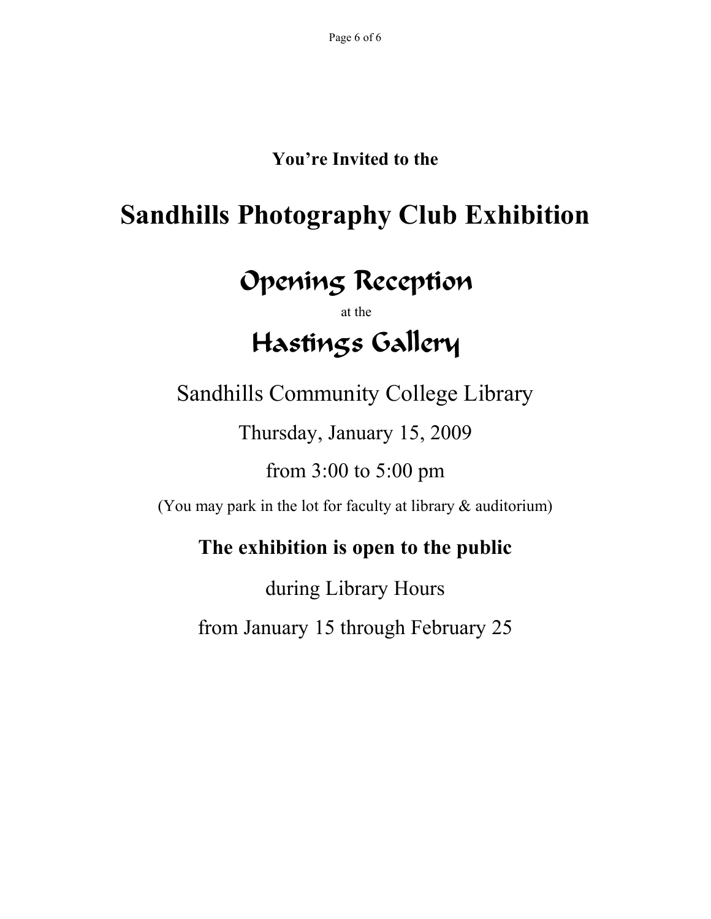**You're Invited to the**

# Sandhills Photography Club Exhibition

## Opening Reception

at the

## Hastings Gallery

Sandhills Community College Library

Thursday, January 15, 2009

from 3:00 to 5:00 pm

(You may park in the lot for faculty at library & auditorium)

**The exhibition is open to the public**

during Library Hours

from January 15 through February 25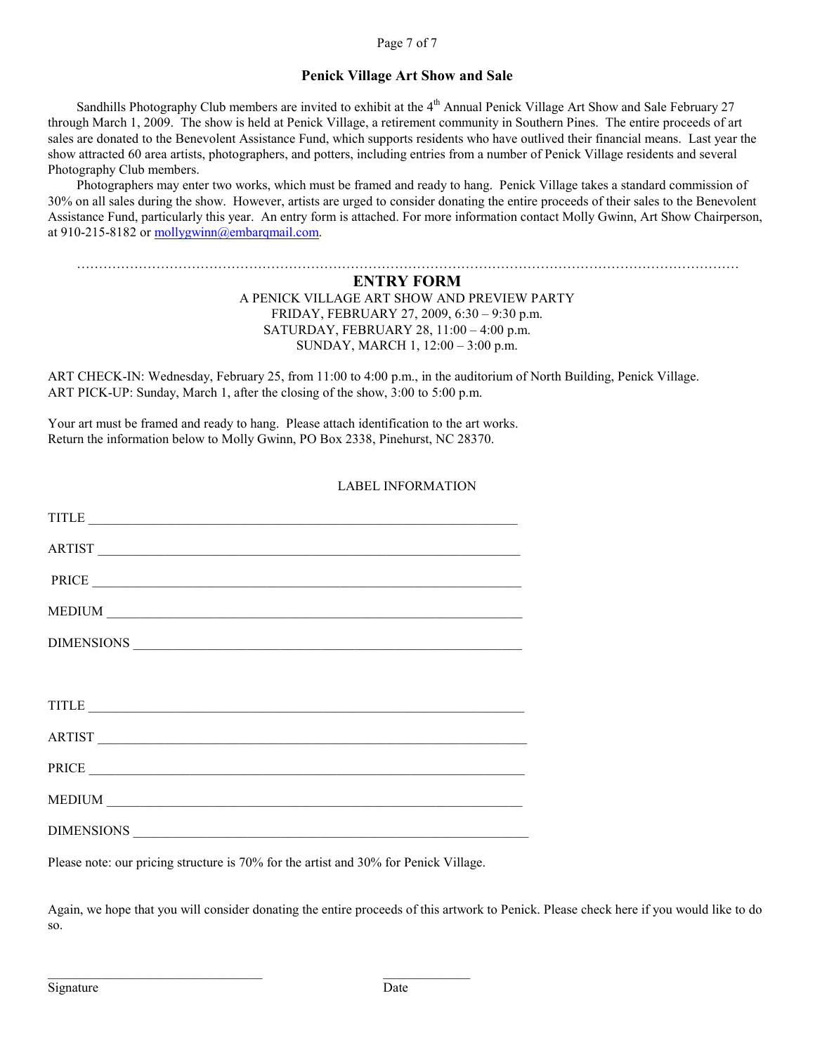## Penick Village Art Show and Sale

Sandhills Photography Club members are invited to exhibit at the 4th Annual Penick Village Art Show and Sale February 27 through March 1, 2009. The show is held at Penick Village, a retirement community in Southern Pines. The entire proceeds of art sales are donated to the Benevolent Assistance Fund, which supports residents who have outlived their financial means. Last year the show attracted 60 area artists, photographers, and potters, including entries from a number of Penick Village residents and several Photography Club members.

Photographers may enter two works, which must be framed and ready to hang. Penick Village takes a standard commission of 30% on all sales during the show. However, artists are urged to consider donating the entire proceeds of their sales to the Benevolent Assistance Fund, particularly this year. An entry form is attached. For more information contact Molly Gwinn, Art Show Chairperson, at 910-215-8182 or mollygwinn@embarqmail.com.

…………………………………………………………………………………………………………………………………

## ENTRY FORM

A PENICK VILLAGE ART SHOW AND PREVIEW PARTY
FRIDAY, FEBRUARY 27, 2009, 6:30 – 9:30 p.m.
SATURDAY, FEBRUARY 28, 11:00 – 4:00 p.m.
SUNDAY, MARCH 1, 12:00 – 3:00 p.m.

ART CHECK-IN: Wednesday, February 25, from 11:00 to 4:00 p.m., in the auditorium of North Building, Penick Village.
ART PICK-UP: Sunday, March 1, after the closing of the show, 3:00 to 5:00 p.m.

Your art must be framed and ready to hang. Please attach identification to the art works.
Return the information below to Molly Gwinn, PO Box 2338, Pinehurst, NC 28370.

LABEL INFORMATION

TITLE ____________________________________________

ARTIST ____________________________________________

PRICE ____________________________________________

MEDIUM ____________________________________________

DIMENSIONS ____________________________________________

TITLE ____________________________________________

ARTIST ____________________________________________

PRICE ____________________________________________

MEDIUM ____________________________________________

DIMENSIONS ____________________________________________

Please note: our pricing structure is 70% for the artist and 30% for Penick Village.

Again, we hope that you will consider donating the entire proceeds of this artwork to Penick. Please check here if you would like to do so.

________________________________ ______________
Signature Date